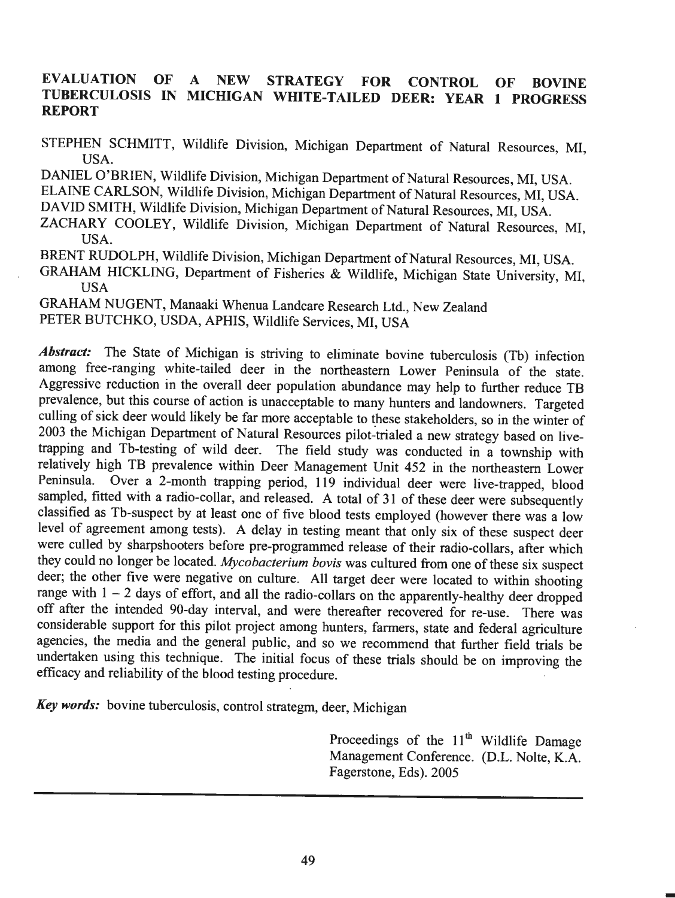# EVALUATION OF A NEW STRATEGY FOR CONTROL OF BOVINE TUBERCULOSIS IN MICHIGAN WHITE-TAILED DEER: YEAR 1 PROGRESS REPORT

STEPHEN SCHMITT, Wildlife Division, Michigan Department of Natural Resources, MI, USA.

DANIEL O'BRIEN, Wildlife Division, Michigan Department of Natural Resources, MI, USA.

ELAINE CARLSON, Wildlife Division, Michigan Department of Natural Resources, MI, USA.

DAVID SMITH, Wildlife Division, Michigan Department of Natural Resources, MI, USA.

ZACHARY COOLEY, Wildlife Division, Michigan Department of Natural Resources, MI, USA.

BRENT RUDOLPH, Wildlife Division, Michigan Department of Natural Resources, MI, USA.

GRAHAM HICKLING, Department of Fisheries & Wildlife, Michigan State University, MI, USA

GRAHAM NUGENT, Manaaki Whenua Landcare Research Ltd., New Zealand

PETER BUTCHKO, USDA, APHIS, Wildlife Services, MI, USA

***Abstract:*** The State of Michigan is striving to eliminate bovine tuberculosis (Tb) infection among free-ranging white-tailed deer in the northeastern Lower Peninsula of the state. Aggressive reduction in the overall deer population abundance may help to further reduce TB prevalence, but this course of action is unacceptable to many hunters and landowners. Targeted culling of sick deer would likely be far more acceptable to these stakeholders, so in the winter of 2003 the Michigan Department of Natural Resources pilot-trialed a new strategy based on live-trapping and Tb-testing of wild deer. The field study was conducted in a township with relatively high TB prevalence within Deer Management Unit 452 in the northeastern Lower Peninsula. Over a 2-month trapping period, 119 individual deer were live-trapped, blood sampled, fitted with a radio-collar, and released. A total of 31 of these deer were subsequently classified as Tb-suspect by at least one of five blood tests employed (however there was a low level of agreement among tests). A delay in testing meant that only six of these suspect deer were culled by sharpshooters before pre-programmed release of their radio-collars, after which they could no longer be located. *Mycobacterium bovis* was cultured from one of these six suspect deer; the other five were negative on culture. All target deer were located to within shooting range with 1 – 2 days of effort, and all the radio-collars on the apparently-healthy deer dropped off after the intended 90-day interval, and were thereafter recovered for re-use. There was considerable support for this pilot project among hunters, farmers, state and federal agriculture agencies, the media and the general public, and so we recommend that further field trials be undertaken using this technique. The initial focus of these trials should be on improving the efficacy and reliability of the blood testing procedure.

***Key words:*** bovine tuberculosis, control strategm, deer, Michigan

Proceedings of the 11th Wildlife Damage Management Conference. (D.L. Nolte, K.A. Fagerstone, Eds). 2005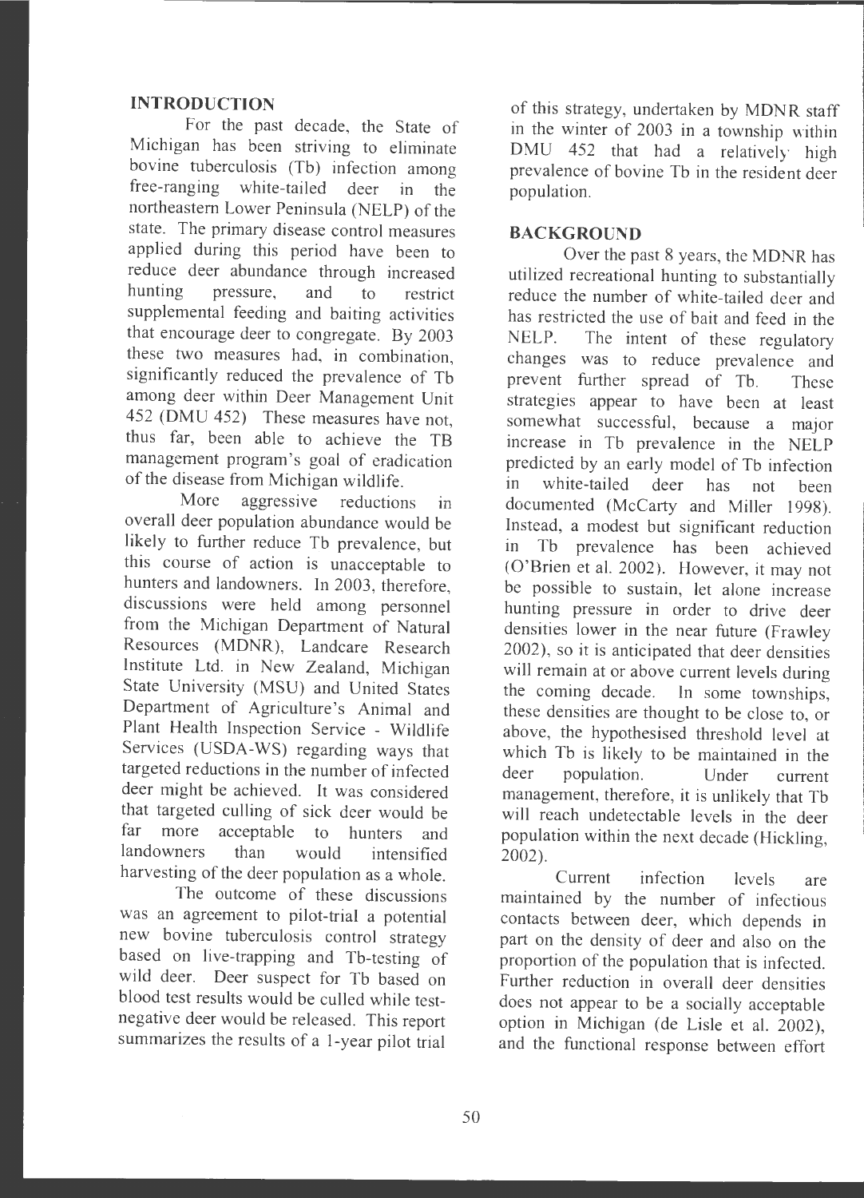## INTRODUCTION

For the past decade, the State of Michigan has been striving to eliminate bovine tuberculosis (Tb) infection among free-ranging white-tailed deer in the northeastern Lower Peninsula (NELP) of the state. The primary disease control measures applied during this period have been to reduce deer abundance through increased hunting pressure, and to restrict supplemental feeding and baiting activities that encourage deer to congregate. By 2003 these two measures had, in combination, significantly reduced the prevalence of Tb among deer within Deer Management Unit 452 (DMU 452) These measures have not, thus far, been able to achieve the TB management program's goal of eradication of the disease from Michigan wildlife.

More aggressive reductions in overall deer population abundance would be likely to further reduce Tb prevalence, but this course of action is unacceptable to hunters and landowners. In 2003, therefore, discussions were held among personnel from the Michigan Department of Natural Resources (MDNR), Landcare Research Institute Ltd. in New Zealand, Michigan State University (MSU) and United States Department of Agriculture's Animal and Plant Health Inspection Service - Wildlife Services (USDA-WS) regarding ways that targeted reductions in the number of infected deer might be achieved. It was considered that targeted culling of sick deer would be far more acceptable to hunters and landowners than would intensified harvesting of the deer population as a whole.

The outcome of these discussions was an agreement to pilot-trial a potential new bovine tuberculosis control strategy based on live-trapping and Tb-testing of wild deer. Deer suspect for Tb based on blood test results would be culled while test-negative deer would be released. This report summarizes the results of a 1-year pilot trial of this strategy, undertaken by MDNR staff in the winter of 2003 in a township within DMU 452 that had a relatively high prevalence of bovine Tb in the resident deer population.

## BACKGROUND

Over the past 8 years, the MDNR has utilized recreational hunting to substantially reduce the number of white-tailed deer and has restricted the use of bait and feed in the NELP. The intent of these regulatory changes was to reduce prevalence and prevent further spread of Tb. These strategies appear to have been at least somewhat successful, because a major increase in Tb prevalence in the NELP predicted by an early model of Tb infection in white-tailed deer has not been documented (McCarty and Miller 1998). Instead, a modest but significant reduction in Tb prevalence has been achieved (O'Brien et al. 2002). However, it may not be possible to sustain, let alone increase hunting pressure in order to drive deer densities lower in the near future (Frawley 2002), so it is anticipated that deer densities will remain at or above current levels during the coming decade. In some townships, these densities are thought to be close to, or above, the hypothesised threshold level at which Tb is likely to be maintained in the deer population. Under current management, therefore, it is unlikely that Tb will reach undetectable levels in the deer population within the next decade (Hickling, 2002).

Current infection levels are maintained by the number of infectious contacts between deer, which depends in part on the density of deer and also on the proportion of the population that is infected. Further reduction in overall deer densities does not appear to be a socially acceptable option in Michigan (de Lisle et al. 2002), and the functional response between effort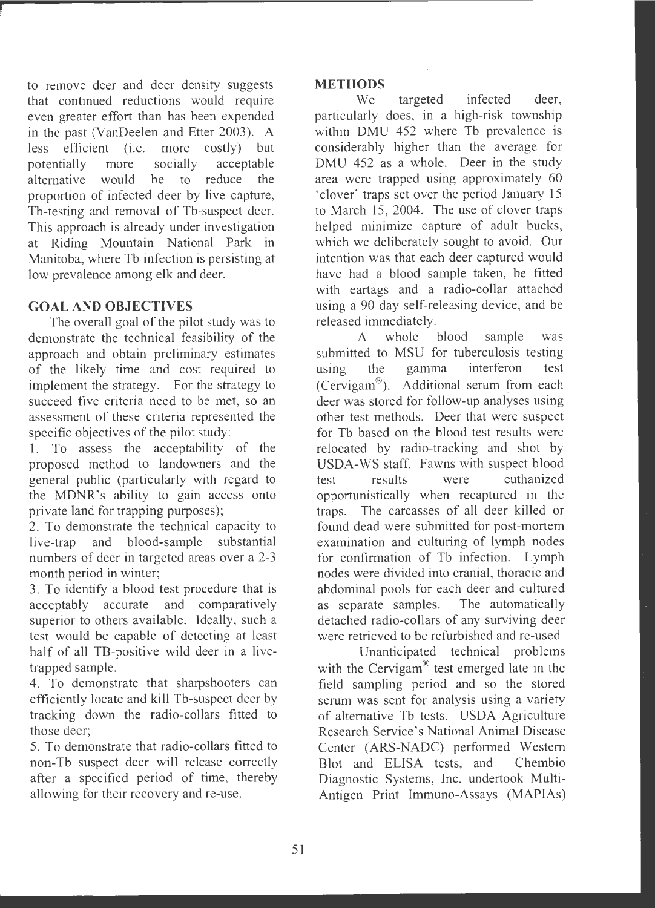to remove deer and deer density suggests that continued reductions would require even greater effort than has been expended in the past (VanDeelen and Etter 2003). A less efficient (i.e. more costly) but potentially more socially acceptable alternative would be to reduce the proportion of infected deer by live capture, Tb-testing and removal of Tb-suspect deer. This approach is already under investigation at Riding Mountain National Park in Manitoba, where Tb infection is persisting at low prevalence among elk and deer.

## GOAL AND OBJECTIVES

The overall goal of the pilot study was to demonstrate the technical feasibility of the approach and obtain preliminary estimates of the likely time and cost required to implement the strategy. For the strategy to succeed five criteria need to be met, so an assessment of these criteria represented the specific objectives of the pilot study:

1. To assess the acceptability of the proposed method to landowners and the general public (particularly with regard to the MDNR's ability to gain access onto private land for trapping purposes);
2. To demonstrate the technical capacity to live-trap and blood-sample substantial numbers of deer in targeted areas over a 2-3 month period in winter;
3. To identify a blood test procedure that is acceptably accurate and comparatively superior to others available. Ideally, such a test would be capable of detecting at least half of all TB-positive wild deer in a live-trapped sample.
4. To demonstrate that sharpshooters can efficiently locate and kill Tb-suspect deer by tracking down the radio-collars fitted to those deer;
5. To demonstrate that radio-collars fitted to non-Tb suspect deer will release correctly after a specified period of time, thereby allowing for their recovery and re-use.

## METHODS

We targeted infected deer, particularly does, in a high-risk township within DMU 452 where Tb prevalence is considerably higher than the average for DMU 452 as a whole. Deer in the study area were trapped using approximately 60 'clover' traps set over the period January 15 to March 15, 2004. The use of clover traps helped minimize capture of adult bucks, which we deliberately sought to avoid. Our intention was that each deer captured would have had a blood sample taken, be fitted with eartags and a radio-collar attached using a 90 day self-releasing device, and be released immediately.

A whole blood sample was submitted to MSU for tuberculosis testing using the gamma interferon test (Cervigam®). Additional serum from each deer was stored for follow-up analyses using other test methods. Deer that were suspect for Tb based on the blood test results were relocated by radio-tracking and shot by USDA-WS staff. Fawns with suspect blood test results were euthanized opportunistically when recaptured in the traps. The carcasses of all deer killed or found dead were submitted for post-mortem examination and culturing of lymph nodes for confirmation of Tb infection. Lymph nodes were divided into cranial, thoracic and abdominal pools for each deer and cultured as separate samples. The automatically detached radio-collars of any surviving deer were retrieved to be refurbished and re-used.

Unanticipated technical problems with the Cervigam® test emerged late in the field sampling period and so the stored serum was sent for analysis using a variety of alternative Tb tests. USDA Agriculture Research Service's National Animal Disease Center (ARS-NADC) performed Western Blot and ELISA tests, and Chembio Diagnostic Systems, Inc. undertook Multi-Antigen Print Immuno-Assays (MAPIAs)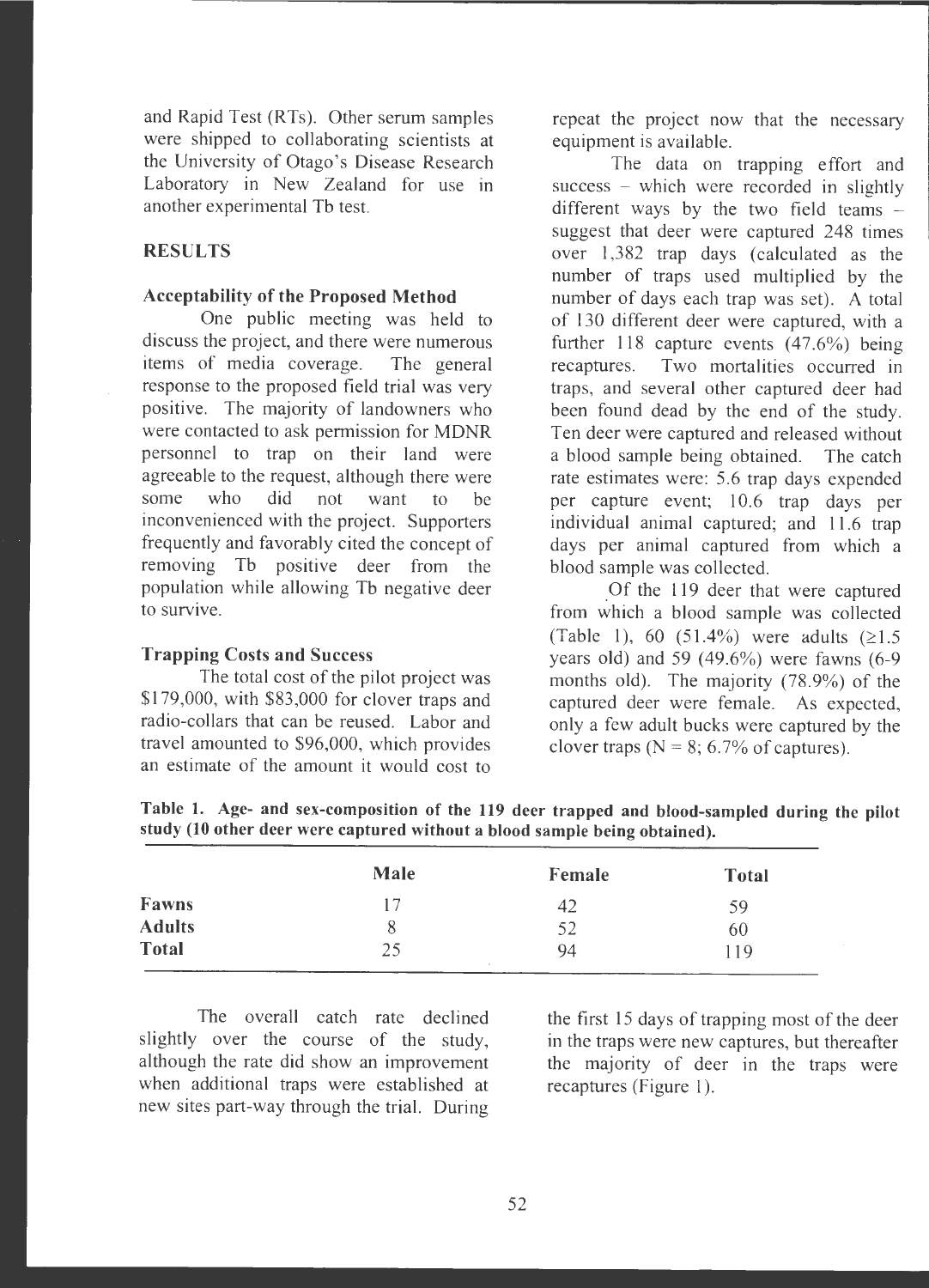and Rapid Test (RTs). Other serum samples were shipped to collaborating scientists at the University of Otago's Disease Research Laboratory in New Zealand for use in another experimental Tb test.

## RESULTS

### Acceptability of the Proposed Method

One public meeting was held to discuss the project, and there were numerous items of media coverage. The general response to the proposed field trial was very positive. The majority of landowners who were contacted to ask permission for MDNR personnel to trap on their land were agreeable to the request, although there were some who did not want to be inconvenienced with the project. Supporters frequently and favorably cited the concept of removing Tb positive deer from the population while allowing Tb negative deer to survive.

### Trapping Costs and Success

The total cost of the pilot project was $179,000, with $83,000 for clover traps and radio-collars that can be reused. Labor and travel amounted to $96,000, which provides an estimate of the amount it would cost to repeat the project now that the necessary equipment is available.

The data on trapping effort and success – which were recorded in slightly different ways by the two field teams – suggest that deer were captured 248 times over 1,382 trap days (calculated as the number of traps used multiplied by the number of days each trap was set). A total of 130 different deer were captured, with a further 118 capture events (47.6%) being recaptures. Two mortalities occurred in traps, and several other captured deer had been found dead by the end of the study. Ten deer were captured and released without a blood sample being obtained. The catch rate estimates were: 5.6 trap days expended per capture event; 10.6 trap days per individual animal captured; and 11.6 trap days per animal captured from which a blood sample was collected.

Of the 119 deer that were captured from which a blood sample was collected (Table 1), 60 (51.4%) were adults (≥1.5 years old) and 59 (49.6%) were fawns (6-9 months old). The majority (78.9%) of the captured deer were female. As expected, only a few adult bucks were captured by the clover traps (N = 8; 6.7% of captures).

**Table 1. Age- and sex-composition of the 119 deer trapped and blood-sampled during the pilot study (10 other deer were captured without a blood sample being obtained).**

| | Male | Female | Total |
|---|---|---|---|
| **Fawns** | 17 | 42 | 59 |
| **Adults** | 8 | 52 | 60 |
| **Total** | 25 | 94 | 119 |

The overall catch rate declined slightly over the course of the study, although the rate did show an improvement when additional traps were established at new sites part-way through the trial. During the first 15 days of trapping most of the deer in the traps were new captures, but thereafter the majority of deer in the traps were recaptures (Figure 1).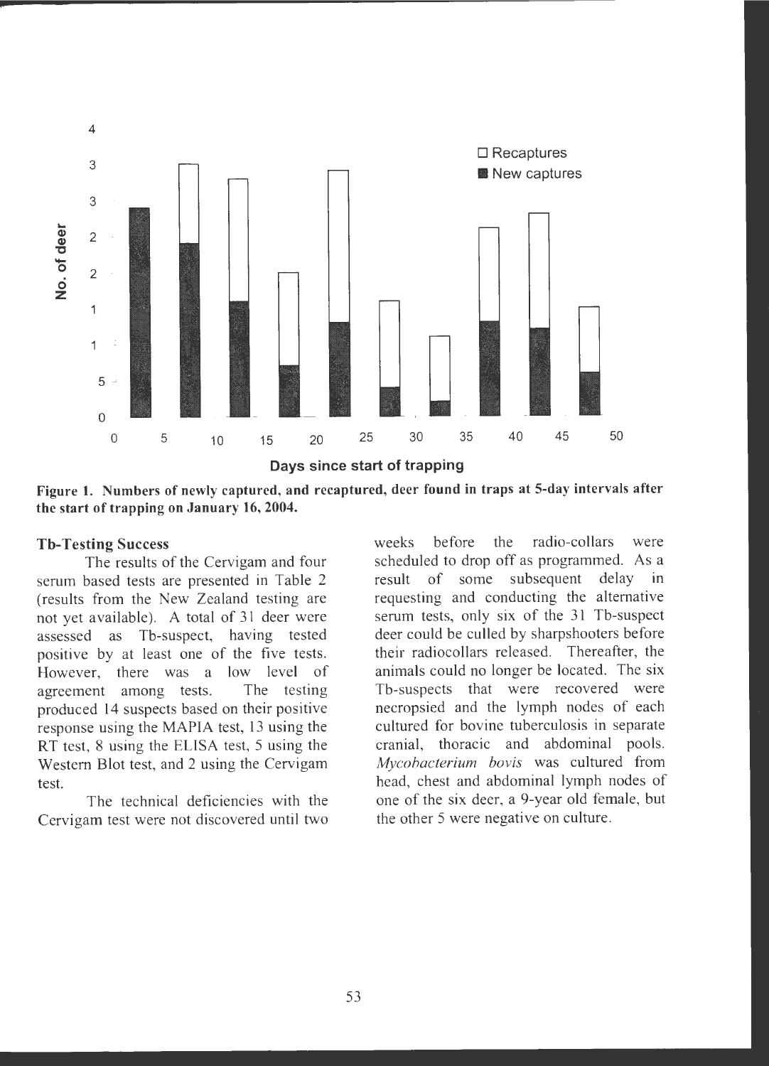**Figure 1. Numbers of newly captured, and recaptured, deer found in traps at 5-day intervals after the start of trapping on January 16, 2004.**

### Tb-Testing Success

The results of the Cervigam and four serum based tests are presented in Table 2 (results from the New Zealand testing are not yet available). A total of 31 deer were assessed as Tb-suspect, having tested positive by at least one of the five tests. However, there was a low level of agreement among tests. The testing produced 14 suspects based on their positive response using the MAPIA test, 13 using the RT test, 8 using the ELISA test, 5 using the Western Blot test, and 2 using the Cervigam test.

The technical deficiencies with the Cervigam test were not discovered until two weeks before the radio-collars were scheduled to drop off as programmed. As a result of some subsequent delay in requesting and conducting the alternative serum tests, only six of the 31 Tb-suspect deer could be culled by sharpshooters before their radiocollars released. Thereafter, the animals could no longer be located. The six Tb-suspects that were recovered were necropsied and the lymph nodes of each cultured for bovine tuberculosis in separate cranial, thoracic and abdominal pools. *Mycobacterium bovis* was cultured from head, chest and abdominal lymph nodes of one of the six deer, a 9-year old female, but the other 5 were negative on culture.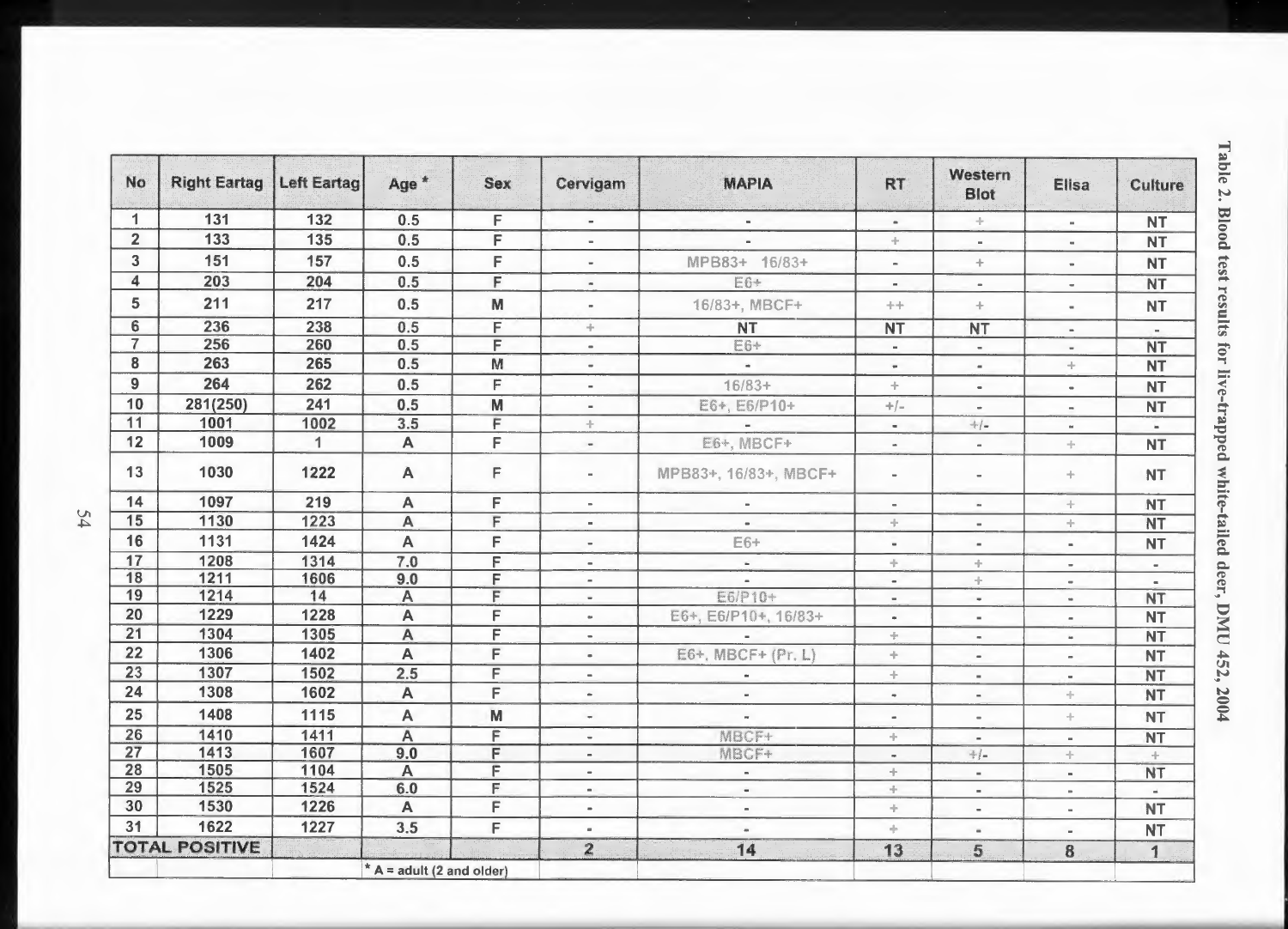Table 2. Blood test results for live-trapped white-tailed deer, DMU 452, 2004

| No | Right Eartag | Left Eartag | Age * | Sex | Cervigam | MAPIA | RT | Western Blot | Elisa | Culture |
|---|---|---|---|---|---|---|---|---|---|---|
| 1 | 131 | 132 | 0.5 | F | - | - | - | + | - | NT |
| 2 | 133 | 135 | 0.5 | F | - | - | + | - | - | NT |
| 3 | 151 | 157 | 0.5 | F | - | MPB83+ 16/83+ | - | + | - | NT |
| 4 | 203 | 204 | 0.5 | F | - | E6+ | - | - | - | NT |
| 5 | 211 | 217 | 0.5 | M | - | 16/83+, MBCF+ | ++ | + | - | NT |
| 6 | 236 | 238 | 0.5 | F | + | NT | NT | NT | - | - |
| 7 | 256 | 260 | 0.5 | F | - | E6+ | - | - | - | NT |
| 8 | 263 | 265 | 0.5 | M | - | - | - | - | + | NT |
| 9 | 264 | 262 | 0.5 | F | - | 16/83+ | + | - | - | NT |
| 10 | 281(250) | 241 | 0.5 | M | - | E6+, E6/P10+ | +/- | - | - | NT |
| 11 | 1001 | 1002 | 3.5 | F | + | - | - | +/- | - | - |
| 12 | 1009 | 1 | A | F | - | E6+, MBCF+ | - | - | + | NT |
| 13 | 1030 | 1222 | A | F | - | MPB83+, 16/83+, MBCF+ | - | - | + | NT |
| 14 | 1097 | 219 | A | F | - | - | - | - | + | NT |
| 15 | 1130 | 1223 | A | F | - | - | + | - | + | NT |
| 16 | 1131 | 1424 | A | F | - | E6+ | - | - | - | NT |
| 17 | 1208 | 1314 | 7.0 | F | - | - | + | + | - | - |
| 18 | 1211 | 1606 | 9.0 | F | - | - | - | + | - | - |
| 19 | 1214 | 14 | A | F | - | E6/P10+ | - | - | - | NT |
| 20 | 1229 | 1228 | A | F | - | E6+, E6/P10+, 16/83+ | - | - | - | NT |
| 21 | 1304 | 1305 | A | F | - | - | + | - | - | NT |
| 22 | 1306 | 1402 | A | F | - | E6+, MBCF+ (Pr. L) | + | - | - | NT |
| 23 | 1307 | 1502 | 2.5 | F | - | - | + | - | - | NT |
| 24 | 1308 | 1602 | A | F | - | - | - | - | + | NT |
| 25 | 1408 | 1115 | A | M | - | - | - | - | + | NT |
| 26 | 1410 | 1411 | A | F | - | MBCF+ | + | - | - | NT |
| 27 | 1413 | 1607 | 9.0 | F | - | MBCF+ | - | +/- | + | + |
| 28 | 1505 | 1104 | A | F | - | - | + | - | - | NT |
| 29 | 1525 | 1524 | 6.0 | F | - | - | + | - | - | - |
| 30 | 1530 | 1226 | A | F | - | - | + | - | - | NT |
| 31 | 1622 | 1227 | 3.5 | F | - | - | + | - | - | NT |
| TOTAL POSITIVE | | | | | 2 | 14 | 13 | 5 | 8 | 1 |
| | | | * A = adult (2 and older) | | | | | | | |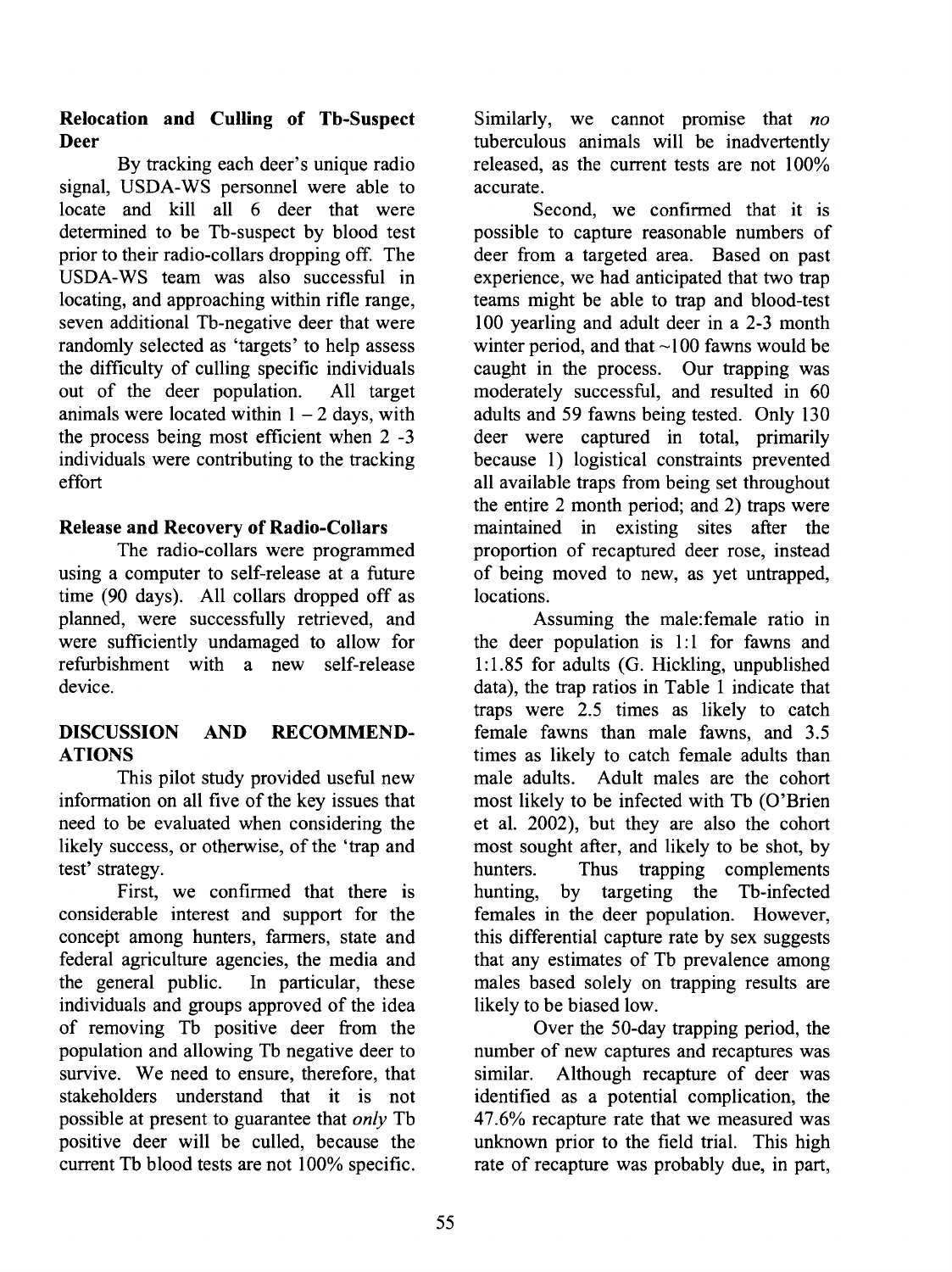### Relocation and Culling of Tb-Suspect Deer

By tracking each deer's unique radio signal, USDA-WS personnel were able to locate and kill all 6 deer that were determined to be Tb-suspect by blood test prior to their radio-collars dropping off. The USDA-WS team was also successful in locating, and approaching within rifle range, seven additional Tb-negative deer that were randomly selected as 'targets' to help assess the difficulty of culling specific individuals out of the deer population. All target animals were located within 1 – 2 days, with the process being most efficient when 2 -3 individuals were contributing to the tracking effort

### Release and Recovery of Radio-Collars

The radio-collars were programmed using a computer to self-release at a future time (90 days). All collars dropped off as planned, were successfully retrieved, and were sufficiently undamaged to allow for refurbishment with a new self-release device.

## DISCUSSION AND RECOMMENDATIONS

This pilot study provided useful new information on all five of the key issues that need to be evaluated when considering the likely success, or otherwise, of the 'trap and test' strategy.

First, we confirmed that there is considerable interest and support for the concept among hunters, farmers, state and federal agriculture agencies, the media and the general public. In particular, these individuals and groups approved of the idea of removing Tb positive deer from the population and allowing Tb negative deer to survive. We need to ensure, therefore, that stakeholders understand that it is not possible at present to guarantee that *only* Tb positive deer will be culled, because the current Tb blood tests are not 100% specific. Similarly, we cannot promise that *no* tuberculous animals will be inadvertently released, as the current tests are not 100% accurate.

Second, we confirmed that it is possible to capture reasonable numbers of deer from a targeted area. Based on past experience, we had anticipated that two trap teams might be able to trap and blood-test 100 yearling and adult deer in a 2-3 month winter period, and that ~100 fawns would be caught in the process. Our trapping was moderately successful, and resulted in 60 adults and 59 fawns being tested. Only 130 deer were captured in total, primarily because 1) logistical constraints prevented all available traps from being set throughout the entire 2 month period; and 2) traps were maintained in existing sites after the proportion of recaptured deer rose, instead of being moved to new, as yet untrapped, locations.

Assuming the male:female ratio in the deer population is 1:1 for fawns and 1:1.85 for adults (G. Hickling, unpublished data), the trap ratios in Table 1 indicate that traps were 2.5 times as likely to catch female fawns than male fawns, and 3.5 times as likely to catch female adults than male adults. Adult males are the cohort most likely to be infected with Tb (O'Brien et al. 2002), but they are also the cohort most sought after, and likely to be shot, by hunters. Thus trapping complements hunting, by targeting the Tb-infected females in the deer population. However, this differential capture rate by sex suggests that any estimates of Tb prevalence among males based solely on trapping results are likely to be biased low.

Over the 50-day trapping period, the number of new captures and recaptures was similar. Although recapture of deer was identified as a potential complication, the 47.6% recapture rate that we measured was unknown prior to the field trial. This high rate of recapture was probably due, in part,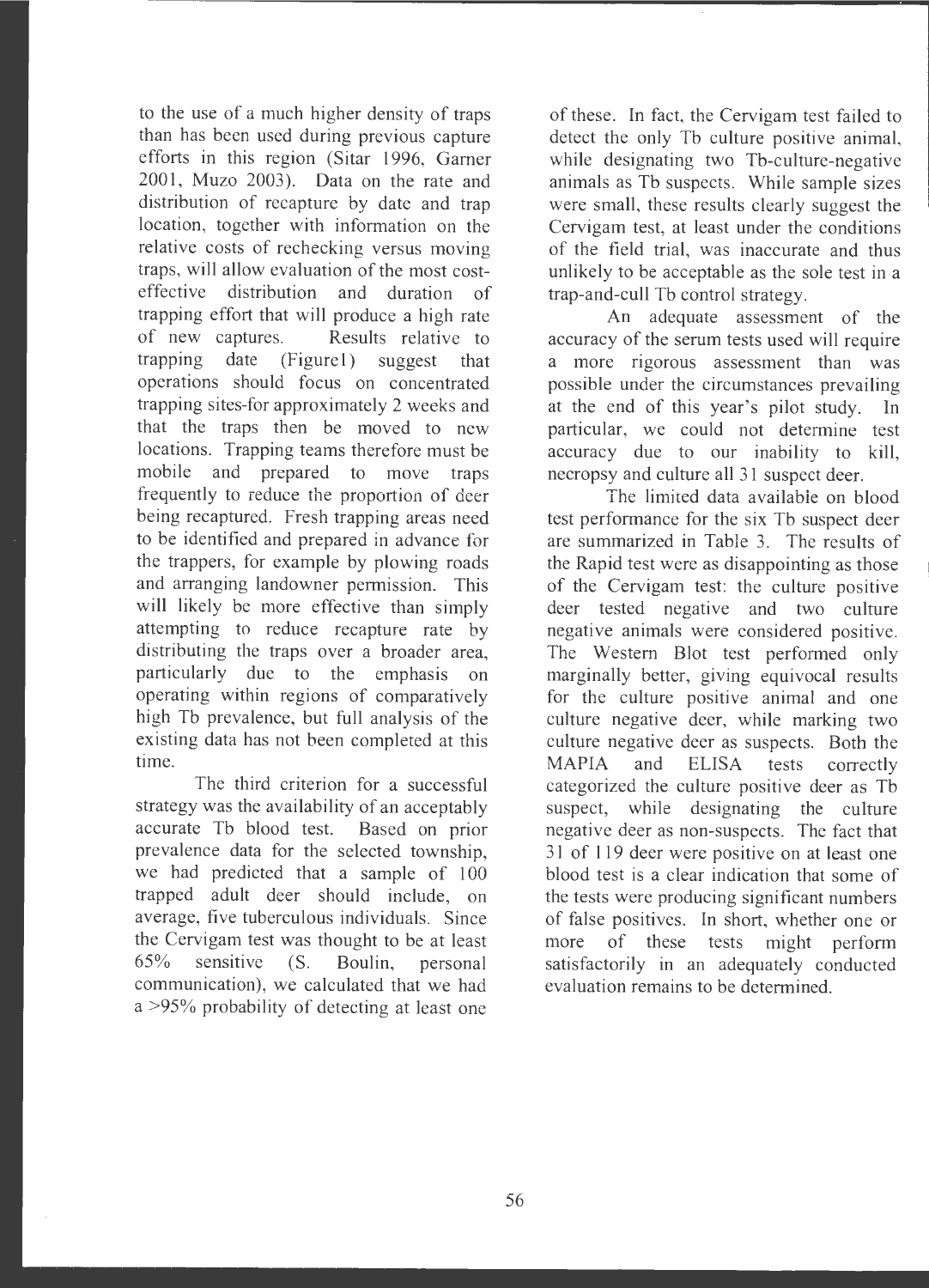to the use of a much higher density of traps than has been used during previous capture efforts in this region (Sitar 1996, Garner 2001, Muzo 2003). Data on the rate and distribution of recapture by date and trap location, together with information on the relative costs of rechecking versus moving traps, will allow evaluation of the most cost-effective distribution and duration of trapping effort that will produce a high rate of new captures. Results relative to trapping date (Figure1) suggest that operations should focus on concentrated trapping sites-for approximately 2 weeks and that the traps then be moved to new locations. Trapping teams therefore must be mobile and prepared to move traps frequently to reduce the proportion of deer being recaptured. Fresh trapping areas need to be identified and prepared in advance for the trappers, for example by plowing roads and arranging landowner permission. This will likely be more effective than simply attempting to reduce recapture rate by distributing the traps over a broader area, particularly due to the emphasis on operating within regions of comparatively high Tb prevalence, but full analysis of the existing data has not been completed at this time.

The third criterion for a successful strategy was the availability of an acceptably accurate Tb blood test. Based on prior prevalence data for the selected township, we had predicted that a sample of 100 trapped adult deer should include, on average, five tuberculous individuals. Since the Cervigam test was thought to be at least 65% sensitive (S. Boulin, personal communication), we calculated that we had a >95% probability of detecting at least one of these. In fact, the Cervigam test failed to detect the only Tb culture positive animal, while designating two Tb-culture-negative animals as Tb suspects. While sample sizes were small, these results clearly suggest the Cervigam test, at least under the conditions of the field trial, was inaccurate and thus unlikely to be acceptable as the sole test in a trap-and-cull Tb control strategy.

An adequate assessment of the accuracy of the serum tests used will require a more rigorous assessment than was possible under the circumstances prevailing at the end of this year's pilot study. In particular, we could not determine test accuracy due to our inability to kill, necropsy and culture all 31 suspect deer.

The limited data available on blood test performance for the six Tb suspect deer are summarized in Table 3. The results of the Rapid test were as disappointing as those of the Cervigam test: the culture positive deer tested negative and two culture negative animals were considered positive. The Western Blot test performed only marginally better, giving equivocal results for the culture positive animal and one culture negative deer, while marking two culture negative deer as suspects. Both the MAPIA and ELISA tests correctly categorized the culture positive deer as Tb suspect, while designating the culture negative deer as non-suspects. The fact that 31 of 119 deer were positive on at least one blood test is a clear indication that some of the tests were producing significant numbers of false positives. In short, whether one or more of these tests might perform satisfactorily in an adequately conducted evaluation remains to be determined.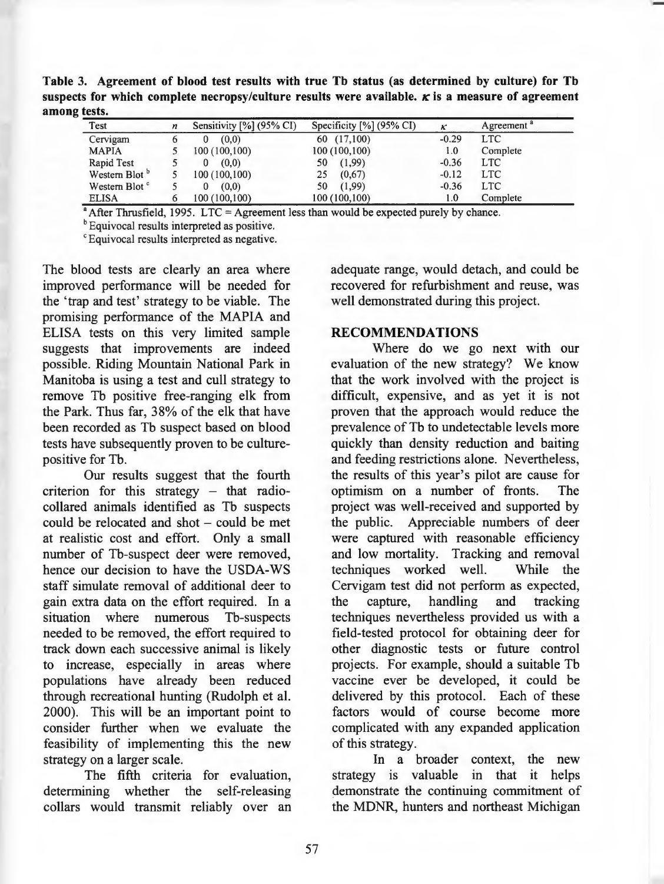**Table 3. Agreement of blood test results with true Tb status (as determined by culture) for Tb suspects for which complete necropsy/culture results were available. $\kappa$ is a measure of agreement among tests.**

| Test | $n$ | Sensitivity [%] (95% CI) | Specificity [%] (95% CI) | $\kappa$ | Agreement [a] |
|---|---|---|---|---|---|
| Cervigam | 6 | 0 (0,0) | 60 (17,100) | -0.29 | LTC |
| MAPIA | 5 | 100 (100,100) | 100 (100,100) | 1.0 | Complete |
| Rapid Test | 5 | 0 (0,0) | 50 (1,99) | -0.36 | LTC |
| Western Blot [b] | 5 | 100 (100,100) | 25 (0,67) | -0.12 | LTC |
| Western Blot [c] | 5 | 0 (0,0) | 50 (1,99) | -0.36 | LTC |
| ELISA | 6 | 100 (100,100) | 100 (100,100) | 1.0 | Complete |

[a] After Thrusfield, 1995. LTC = Agreement less than would be expected purely by chance.
[b] Equivocal results interpreted as positive.
[c] Equivocal results interpreted as negative.

The blood tests are clearly an area where improved performance will be needed for the 'trap and test' strategy to be viable. The promising performance of the MAPIA and ELISA tests on this very limited sample suggests that improvements are indeed possible. Riding Mountain National Park in Manitoba is using a test and cull strategy to remove Tb positive free-ranging elk from the Park. Thus far, 38% of the elk that have been recorded as Tb suspect based on blood tests have subsequently proven to be culture-positive for Tb.

Our results suggest that the fourth criterion for this strategy – that radio-collared animals identified as Tb suspects could be relocated and shot – could be met at realistic cost and effort. Only a small number of Tb-suspect deer were removed, hence our decision to have the USDA-WS staff simulate removal of additional deer to gain extra data on the effort required. In a situation where numerous Tb-suspects needed to be removed, the effort required to track down each successive animal is likely to increase, especially in areas where populations have already been reduced through recreational hunting (Rudolph et al. 2000). This will be an important point to consider further when we evaluate the feasibility of implementing this the new strategy on a larger scale.

The fifth criteria for evaluation, determining whether the self-releasing collars would transmit reliably over an adequate range, would detach, and could be recovered for refurbishment and reuse, was well demonstrated during this project.

## RECOMMENDATIONS

Where do we go next with our evaluation of the new strategy? We know that the work involved with the project is difficult, expensive, and as yet it is not proven that the approach would reduce the prevalence of Tb to undetectable levels more quickly than density reduction and baiting and feeding restrictions alone. Nevertheless, the results of this year's pilot are cause for optimism on a number of fronts. The project was well-received and supported by the public. Appreciable numbers of deer were captured with reasonable efficiency and low mortality. Tracking and removal techniques worked well. While the Cervigam test did not perform as expected, the capture, handling and tracking techniques nevertheless provided us with a field-tested protocol for obtaining deer for other diagnostic tests or future control projects. For example, should a suitable Tb vaccine ever be developed, it could be delivered by this protocol. Each of these factors would of course become more complicated with any expanded application of this strategy.

In a broader context, the new strategy is valuable in that it helps demonstrate the continuing commitment of the MDNR, hunters and northeast Michigan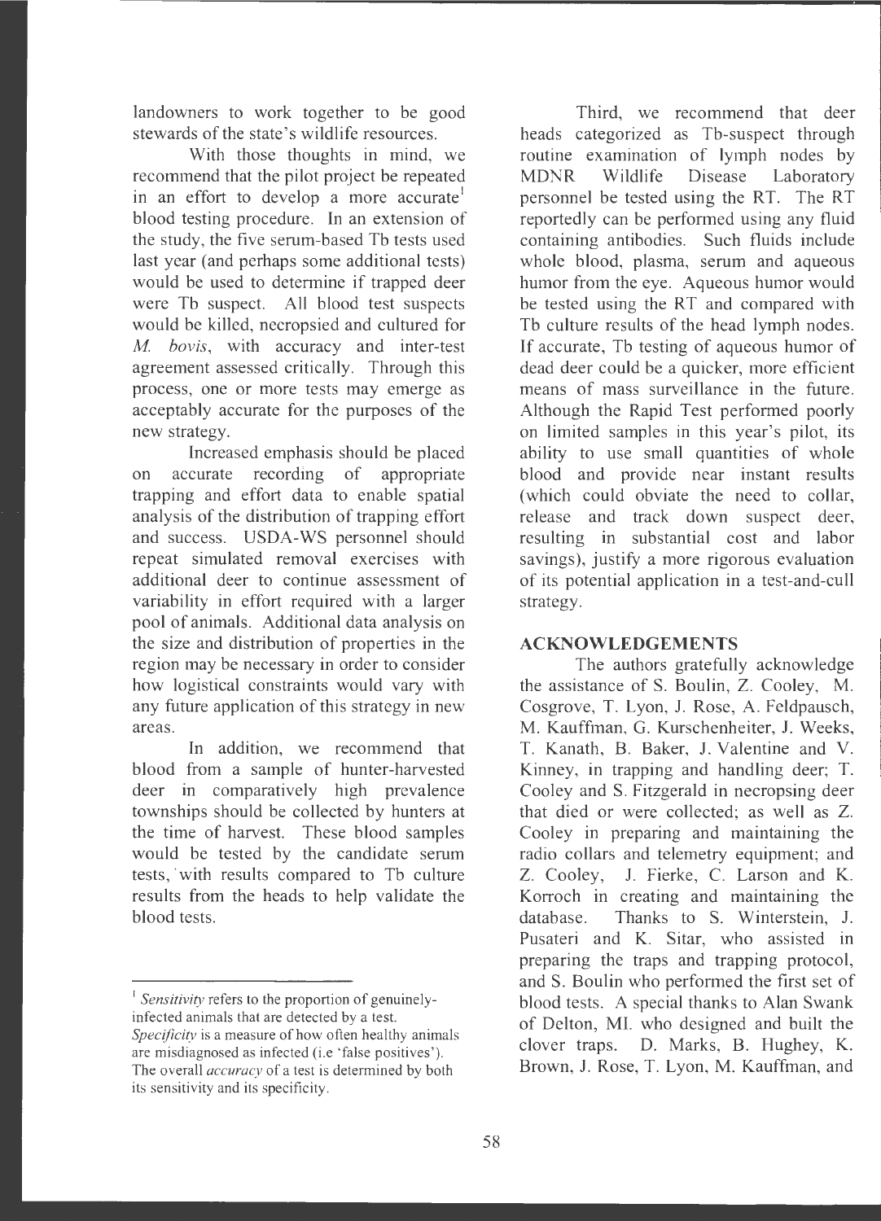landowners to work together to be good stewards of the state's wildlife resources.

With those thoughts in mind, we recommend that the pilot project be repeated in an effort to develop a more accurate[1] blood testing procedure. In an extension of the study, the five serum-based Tb tests used last year (and perhaps some additional tests) would be used to determine if trapped deer were Tb suspect. All blood test suspects would be killed, necropsied and cultured for *M. bovis*, with accuracy and inter-test agreement assessed critically. Through this process, one or more tests may emerge as acceptably accurate for the purposes of the new strategy.

Increased emphasis should be placed on accurate recording of appropriate trapping and effort data to enable spatial analysis of the distribution of trapping effort and success. USDA-WS personnel should repeat simulated removal exercises with additional deer to continue assessment of variability in effort required with a larger pool of animals. Additional data analysis on the size and distribution of properties in the region may be necessary in order to consider how logistical constraints would vary with any future application of this strategy in new areas.

In addition, we recommend that blood from a sample of hunter-harvested deer in comparatively high prevalence townships should be collected by hunters at the time of harvest. These blood samples would be tested by the candidate serum tests, with results compared to Tb culture results from the heads to help validate the blood tests.

Third, we recommend that deer heads categorized as Tb-suspect through routine examination of lymph nodes by MDNR Wildlife Disease Laboratory personnel be tested using the RT. The RT reportedly can be performed using any fluid containing antibodies. Such fluids include whole blood, plasma, serum and aqueous humor from the eye. Aqueous humor would be tested using the RT and compared with Tb culture results of the head lymph nodes. If accurate, Tb testing of aqueous humor of dead deer could be a quicker, more efficient means of mass surveillance in the future. Although the Rapid Test performed poorly on limited samples in this year's pilot, its ability to use small quantities of whole blood and provide near instant results (which could obviate the need to collar, release and track down suspect deer, resulting in substantial cost and labor savings), justify a more rigorous evaluation of its potential application in a test-and-cull strategy.

## ACKNOWLEDGEMENTS

The authors gratefully acknowledge the assistance of S. Boulin, Z. Cooley, M. Cosgrove, T. Lyon, J. Rose, A. Feldpausch, M. Kauffman, G. Kurschenheiter, J. Weeks, T. Kanath, B. Baker, J. Valentine and V. Kinney, in trapping and handling deer; T. Cooley and S. Fitzgerald in necropsing deer that died or were collected; as well as Z. Cooley in preparing and maintaining the radio collars and telemetry equipment; and Z. Cooley, J. Fierke, C. Larson and K. Korroch in creating and maintaining the database. Thanks to S. Winterstein, J. Pusateri and K. Sitar, who assisted in preparing the traps and trapping protocol, and S. Boulin who performed the first set of blood tests. A special thanks to Alan Swank of Delton, MI. who designed and built the clover traps. D. Marks, B. Hughey, K. Brown, J. Rose, T. Lyon, M. Kauffman, and

---

[1] *Sensitivity* refers to the proportion of genuinely-infected animals that are detected by a test. *Specificity* is a measure of how often healthy animals are misdiagnosed as infected (i.e 'false positives'). The overall *accuracy* of a test is determined by both its sensitivity and its specificity.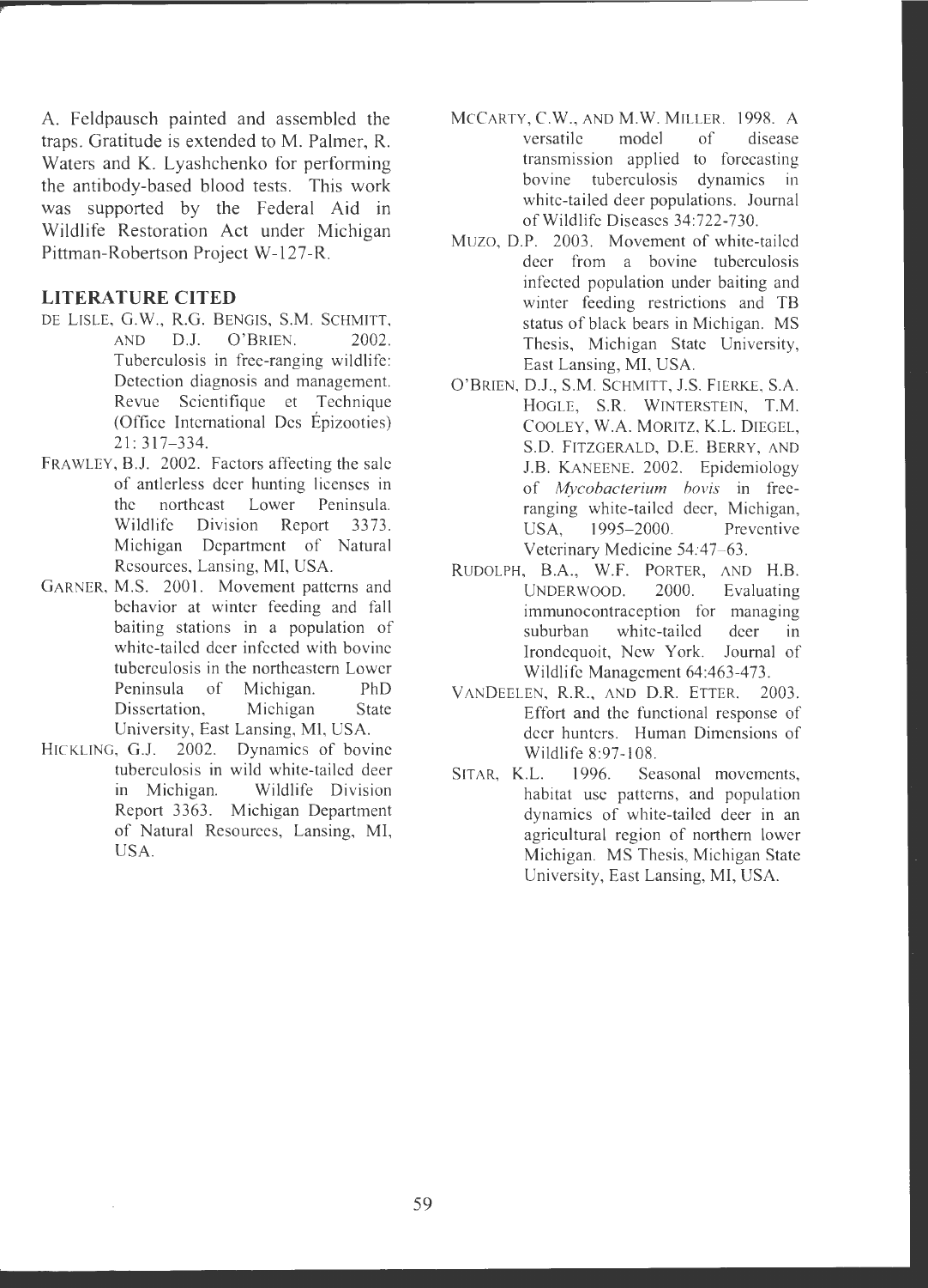A. Feldpausch painted and assembled the traps. Gratitude is extended to M. Palmer, R. Waters and K. Lyashchenko for performing the antibody-based blood tests. This work was supported by the Federal Aid in Wildlife Restoration Act under Michigan Pittman-Robertson Project W-127-R.

## LITERATURE CITED

De Lisle, G.W., R.G. Bengis, S.M. Schmitt, and D.J. O'Brien. 2002. Tuberculosis in free-ranging wildlife: Detection diagnosis and management. Revue Scientifique et Technique (Office International Des Épizooties) 21: 317–334.

Frawley, B.J. 2002. Factors affecting the sale of antlerless deer hunting licenses in the northeast Lower Peninsula. Wildlife Division Report 3373. Michigan Department of Natural Resources, Lansing, MI, USA.

Garner, M.S. 2001. Movement patterns and behavior at winter feeding and fall baiting stations in a population of white-tailed deer infected with bovine tuberculosis in the northeastern Lower Peninsula of Michigan. PhD Dissertation, Michigan State University, East Lansing, MI, USA.

Hickling, G.J. 2002. Dynamics of bovine tuberculosis in wild white-tailed deer in Michigan. Wildlife Division Report 3363. Michigan Department of Natural Resources, Lansing, MI, USA.

McCarty, C.W., and M.W. Miller. 1998. A versatile model of disease transmission applied to forecasting bovine tuberculosis dynamics in white-tailed deer populations. Journal of Wildlife Diseases 34:722-730.

Muzo, D.P. 2003. Movement of white-tailed deer from a bovine tuberculosis infected population under baiting and winter feeding restrictions and TB status of black bears in Michigan. MS Thesis, Michigan State University, East Lansing, MI, USA.

O'Brien, D.J., S.M. Schmitt, J.S. Fierke, S.A. Hogle, S.R. Winterstein, T.M. Cooley, W.A. Moritz, K.L. Diegel, S.D. Fitzgerald, D.E. Berry, and J.B. Kaneene. 2002. Epidemiology of *Mycobacterium bovis* in free-ranging white-tailed deer, Michigan, USA, 1995–2000. Preventive Veterinary Medicine 54:47–63.

Rudolph, B.A., W.F. Porter, and H.B. Underwood. 2000. Evaluating immunocontraception for managing suburban white-tailed deer in Irondequoit, New York. Journal of Wildlife Management 64:463-473.

VanDeelen, R.R., and D.R. Etter. 2003. Effort and the functional response of deer hunters. Human Dimensions of Wildlife 8:97-108.

Sitar, K.L. 1996. Seasonal movements, habitat use patterns, and population dynamics of white-tailed deer in an agricultural region of northern lower Michigan. MS Thesis, Michigan State University, East Lansing, MI, USA.